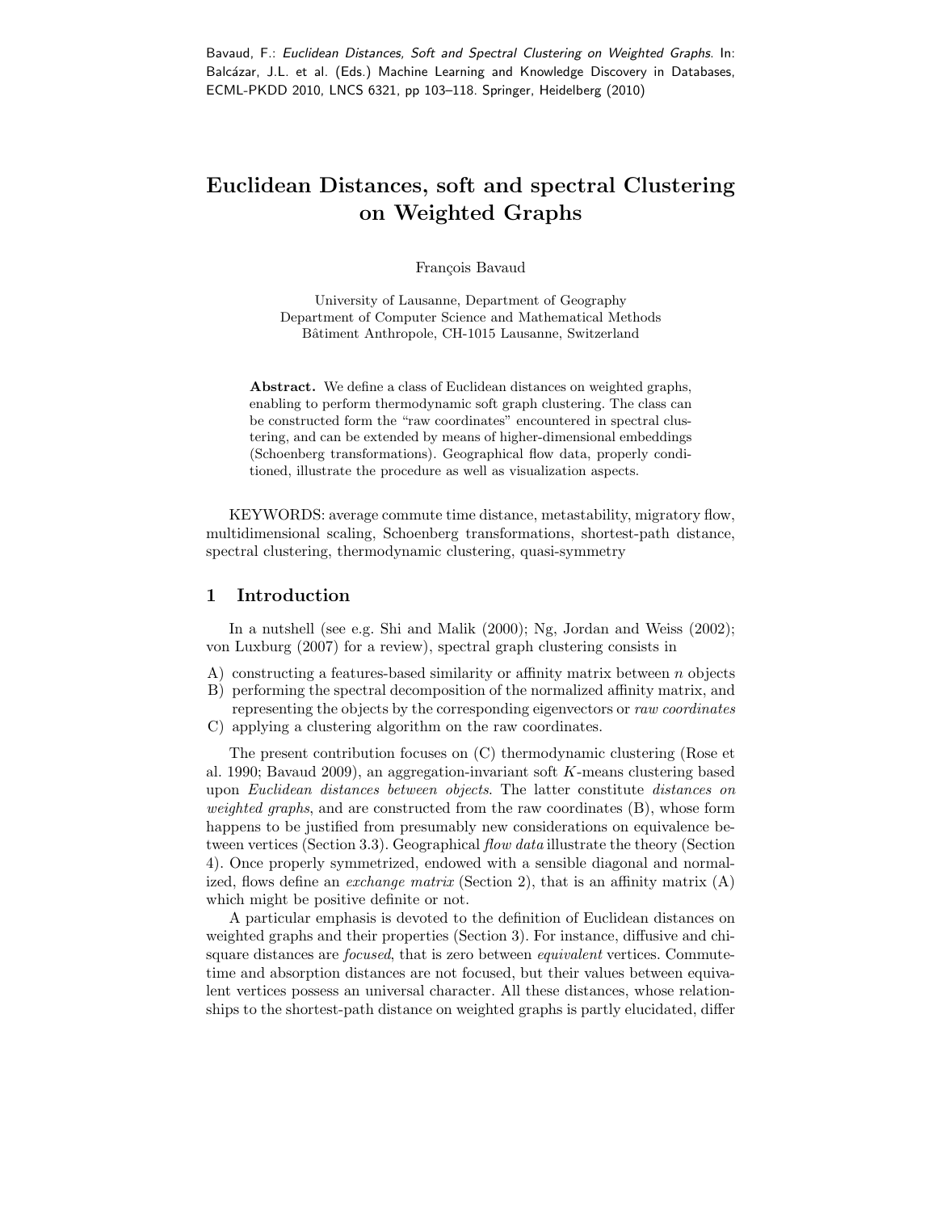Bavaud, F.: *Euclidean Distances, Soft and Spectral Clustering on Weighted Graphs*. In: Balcázar, J.L. et al. (Eds.) Machine Learning and Knowledge Discovery in Databases, ECML-PKDD 2010, LNCS 6321, pp 103–118. Springer, Heidelberg (2010)

# Euclidean Distances, soft and spectral Clustering on Weighted Graphs

François Bavaud

University of Lausanne, Department of Geography
Department of Computer Science and Mathematical Methods
Bâtiment Anthropole, CH-1015 Lausanne, Switzerland

**Abstract.** We define a class of Euclidean distances on weighted graphs, enabling to perform thermodynamic soft graph clustering. The class can be constructed form the "raw coordinates" encountered in spectral clustering, and can be extended by means of higher-dimensional embeddings (Schoenberg transformations). Geographical flow data, properly conditioned, illustrate the procedure as well as visualization aspects.

KEYWORDS: average commute time distance, metastability, migratory flow, multidimensional scaling, Schoenberg transformations, shortest-path distance, spectral clustering, thermodynamic clustering, quasi-symmetry

## 1 Introduction

In a nutshell (see e.g. Shi and Malik (2000); Ng, Jordan and Weiss (2002); von Luxburg (2007) for a review), spectral graph clustering consists in

A) constructing a features-based similarity or affinity matrix between $n$ objects
B) performing the spectral decomposition of the normalized affinity matrix, and representing the objects by the corresponding eigenvectors or *raw coordinates*
C) applying a clustering algorithm on the raw coordinates.

The present contribution focuses on (C) thermodynamic clustering (Rose et al. 1990; Bavaud 2009), an aggregation-invariant soft $K$-means clustering based upon *Euclidean distances between objects*. The latter constitute *distances on weighted graphs*, and are constructed from the raw coordinates (B), whose form happens to be justified from presumably new considerations on equivalence between vertices (Section 3.3). Geographical *flow data* illustrate the theory (Section 4). Once properly symmetrized, endowed with a sensible diagonal and normalized, flows define an *exchange matrix* (Section 2), that is an affinity matrix (A) which might be positive definite or not.

A particular emphasis is devoted to the definition of Euclidean distances on weighted graphs and their properties (Section 3). For instance, diffusive and chi-square distances are *focused*, that is zero between *equivalent* vertices. Commute-time and absorption distances are not focused, but their values between equivalent vertices possess an universal character. All these distances, whose relationships to the shortest-path distance on weighted graphs is partly elucidated, differ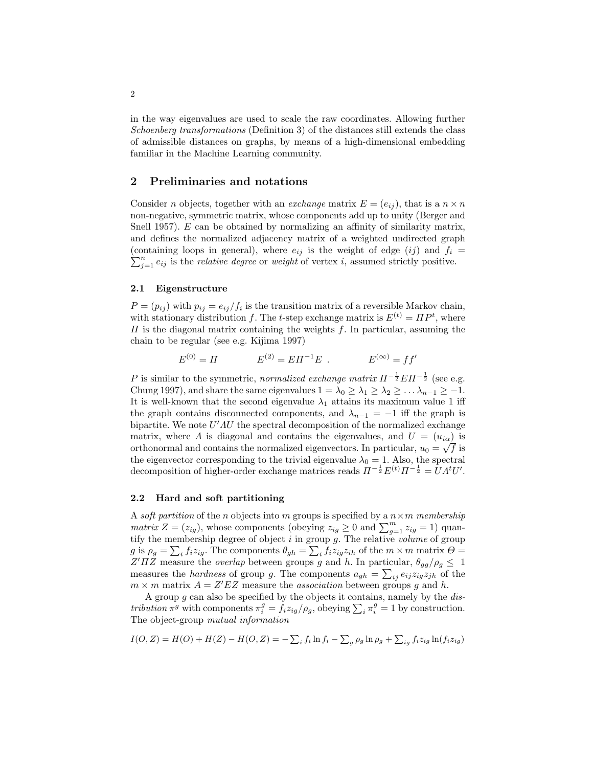in the way eigenvalues are used to scale the raw coordinates. Allowing further *Schoenberg transformations* (Definition 3) of the distances still extends the class of admissible distances on graphs, by means of a high-dimensional embedding familiar in the Machine Learning community.

## 2 Preliminaries and notations

Consider $n$ objects, together with an *exchange* matrix $E = (e_{ij})$, that is a $n \times n$ non-negative, symmetric matrix, whose components add up to unity (Berger and Snell 1957). $E$ can be obtained by normalizing an affinity of similarity matrix, and defines the normalized adjacency matrix of a weighted undirected graph (containing loops in general), where $e_{ij}$ is the weight of edge $(ij)$ and $f_i = \sum_{j=1}^{n} e_{ij}$ is the *relative degree* or *weight* of vertex $i$, assumed strictly positive.

### 2.1 Eigenstructure

$P = (p_{ij})$ with $p_{ij} = e_{ij}/f_i$ is the transition matrix of a reversible Markov chain, with stationary distribution $f$. The $t$-step exchange matrix is $E^{(t)} = \Pi P^t$, where $\Pi$ is the diagonal matrix containing the weights $f$. In particular, assuming the chain to be regular (see e.g. Kijima 1997)

$$E^{(0)} = \Pi \qquad\qquad E^{(2)} = E \Pi^{-1} E \ . \qquad\qquad E^{(\infty)} = f f'$$

$P$ is similar to the symmetric, *normalized exchange matrix* $\Pi^{-\frac{1}{2}} E \Pi^{-\frac{1}{2}}$ (see e.g. Chung 1997), and share the same eigenvalues $1 = \lambda_0 \geq \lambda_1 \geq \lambda_2 \geq \ldots \lambda_{n-1} \geq -1$. It is well-known that the second eigenvalue $\lambda_1$ attains its maximum value 1 iff the graph contains disconnected components, and $\lambda_{n-1} = -1$ iff the graph is bipartite. We note $U' \Lambda U$ the spectral decomposition of the normalized exchange matrix, where $\Lambda$ is diagonal and contains the eigenvalues, and $U = (u_{i\alpha})$ is orthonormal and contains the normalized eigenvectors. In particular, $u_0 = \sqrt{f}$ is the eigenvector corresponding to the trivial eigenvalue $\lambda_0 = 1$. Also, the spectral decomposition of higher-order exchange matrices reads $\Pi^{-\frac{1}{2}} E^{(t)} \Pi^{-\frac{1}{2}} = U \Lambda^t U'$.

### 2.2 Hard and soft partitioning

A *soft partition* of the $n$ objects into $m$ groups is specified by a $n \times m$ *membership matrix* $Z = (z_{ig})$, whose components (obeying $z_{ig} \geq 0$ and $\sum_{g=1}^{m} z_{ig} = 1$) quantify the membership degree of object $i$ in group $g$. The relative *volume* of group $g$ is $\rho_g = \sum_i f_i z_{ig}$. The components $\theta_{gh} = \sum_i f_i z_{ig} z_{ih}$ of the $m \times m$ matrix $\Theta = Z' \Pi Z$ measure the *overlap* between groups $g$ and $h$. In particular, $\theta_{gg}/\rho_g \leq 1$ measures the *hardness* of group $g$. The components $a_{gh} = \sum_{ij} e_{ij} z_{ig} z_{jh}$ of the $m \times m$ matrix $A = Z' E Z$ measure the *association* between groups $g$ and $h$.

A group $g$ can also be specified by the objects it contains, namely by the *distribution* $\pi^g$ with components $\pi_i^g = f_i z_{ig}/\rho_g$, obeying $\sum_i \pi_i^g = 1$ by construction. The object-group *mutual information*

$$I(O,Z) = H(O) + H(Z) - H(O,Z) = -\sum_i f_i \ln f_i - \sum_g \rho_g \ln \rho_g + \sum_{ig} f_i z_{ig} \ln(f_i z_{ig})$$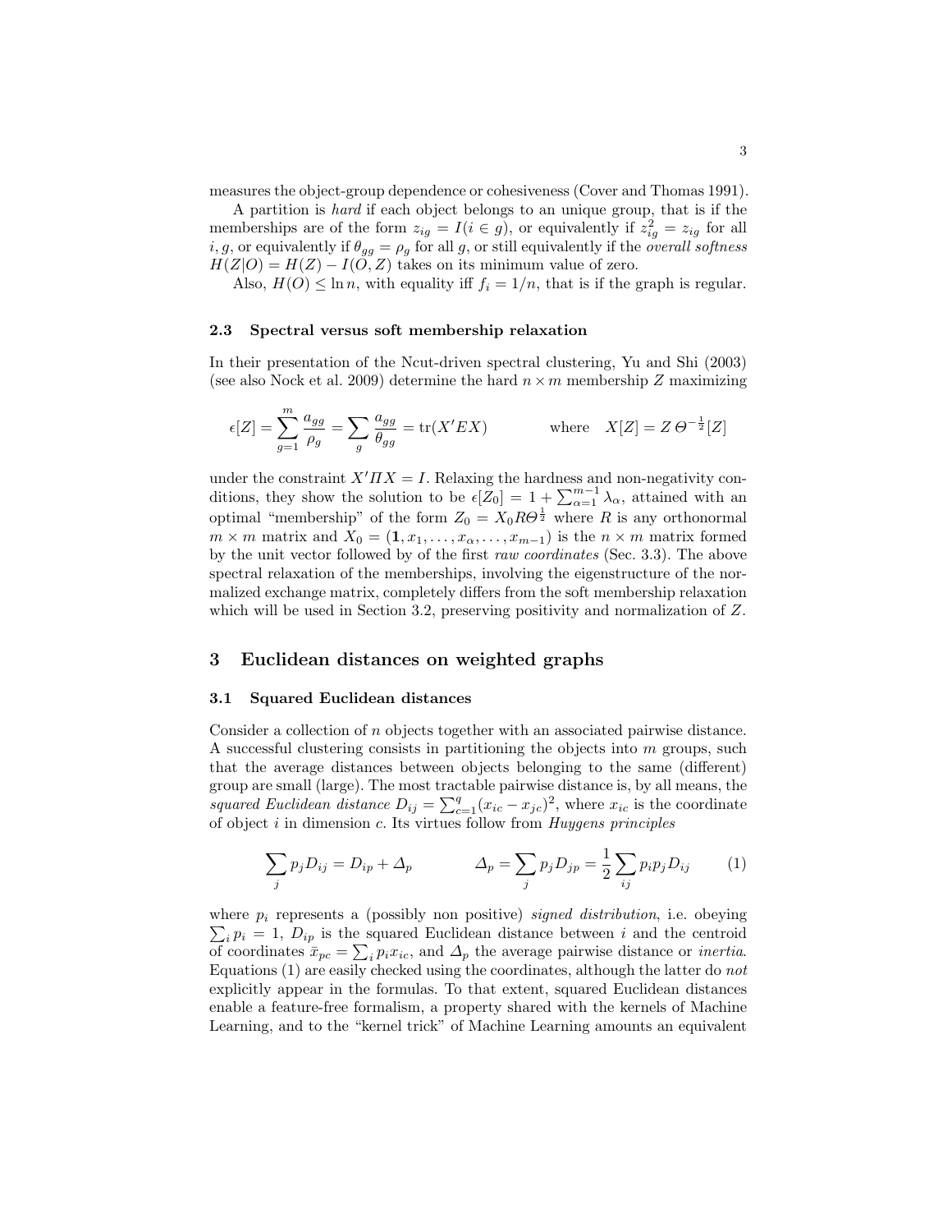measures the object-group dependence or cohesiveness (Cover and Thomas 1991).

A partition is *hard* if each object belongs to an unique group, that is if the memberships are of the form $z_{ig} = I(i \in g)$, or equivalently if $z_{ig}^2 = z_{ig}$ for all $i, g$, or equivalently if $\theta_{gg} = \rho_g$ for all $g$, or still equivalently if the *overall softness* $H(Z|O) = H(Z) - I(O, Z)$ takes on its minimum value of zero.

Also, $H(O) \leq \ln n$, with equality iff $f_i = 1/n$, that is if the graph is regular.

### 2.3 Spectral versus soft membership relaxation

In their presentation of the Ncut-driven spectral clustering, Yu and Shi (2003) (see also Nock et al. 2009) determine the hard $n \times m$ membership $Z$ maximizing

$$\epsilon[Z] = \sum_{g=1}^{m} \frac{a_{gg}}{\rho_g} = \sum_g \frac{a_{gg}}{\theta_{gg}} = \mathrm{tr}(X'EX) \qquad \text{where} \quad X[Z] = Z\,\Theta^{-\frac{1}{2}}[Z]$$

under the constraint $X'\Pi X = I$. Relaxing the hardness and non-negativity conditions, they show the solution to be $\epsilon[Z_0] = 1 + \sum_{\alpha=1}^{m-1} \lambda_\alpha$, attained with an optimal "membership" of the form $Z_0 = X_0 R \Theta^{\frac{1}{2}}$ where $R$ is any orthonormal $m \times m$ matrix and $X_0 = (\mathbf{1}, x_1, \ldots, x_\alpha, \ldots, x_{m-1})$ is the $n \times m$ matrix formed by the unit vector followed by of the first *raw coordinates* (Sec. 3.3). The above spectral relaxation of the memberships, involving the eigenstructure of the normalized exchange matrix, completely differs from the soft membership relaxation which will be used in Section 3.2, preserving positivity and normalization of $Z$.

## 3 Euclidean distances on weighted graphs

### 3.1 Squared Euclidean distances

Consider a collection of $n$ objects together with an associated pairwise distance. A successful clustering consists in partitioning the objects into $m$ groups, such that the average distances between objects belonging to the same (different) group are small (large). The most tractable pairwise distance is, by all means, the *squared Euclidean distance* $D_{ij} = \sum_{c=1}^{q} (x_{ic} - x_{jc})^2$, where $x_{ic}$ is the coordinate of object $i$ in dimension $c$. Its virtues follow from *Huygens principles*

$$\sum_j p_j D_{ij} = D_{ip} + \Delta_p \qquad\qquad \Delta_p = \sum_j p_j D_{jp} = \frac{1}{2} \sum_{ij} p_i p_j D_{ij} \qquad (1)$$

where $p_i$ represents a (possibly non positive) *signed distribution*, i.e. obeying $\sum_i p_i = 1$, $D_{ip}$ is the squared Euclidean distance between $i$ and the centroid of coordinates $\bar{x}_{pc} = \sum_i p_i x_{ic}$, and $\Delta_p$ the average pairwise distance or *inertia*. Equations (1) are easily checked using the coordinates, although the latter do *not* explicitly appear in the formulas. To that extent, squared Euclidean distances enable a feature-free formalism, a property shared with the kernels of Machine Learning, and to the "kernel trick" of Machine Learning amounts an equivalent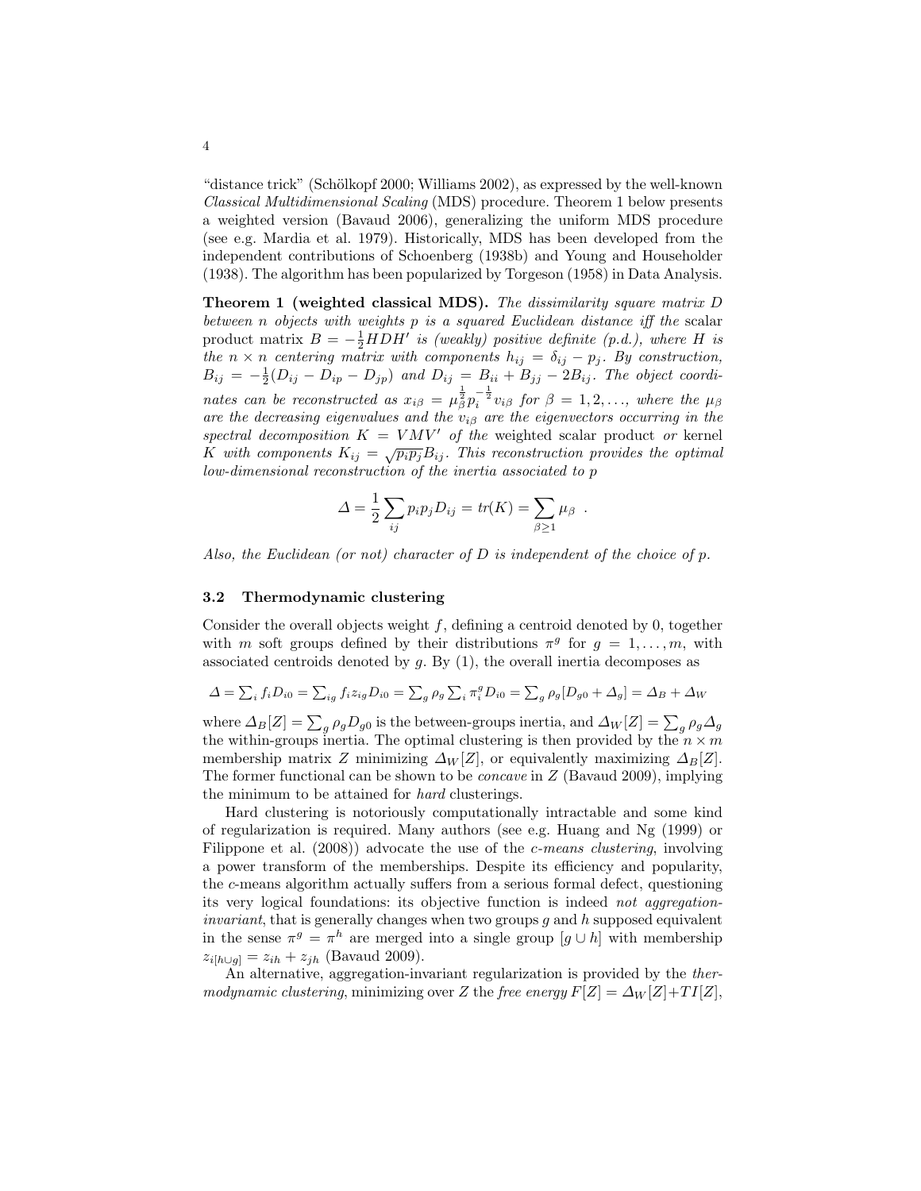"distance trick" (Schölkopf 2000; Williams 2002), as expressed by the well-known *Classical Multidimensional Scaling* (MDS) procedure. Theorem 1 below presents a weighted version (Bavaud 2006), generalizing the uniform MDS procedure (see e.g. Mardia et al. 1979). Historically, MDS has been developed from the independent contributions of Schoenberg (1938b) and Young and Householder (1938). The algorithm has been popularized by Torgeson (1958) in Data Analysis.

**Theorem 1 (weighted classical MDS).** *The dissimilarity square matrix $D$ between $n$ objects with weights $p$ is a squared Euclidean distance iff the* scalar product matrix *$B = -\frac{1}{2}HDH'$ is (weakly) positive definite (p.d.), where $H$ is the $n \times n$ centering matrix with components $h_{ij} = \delta_{ij} - p_j$. By construction, $B_{ij} = -\frac{1}{2}(D_{ij} - D_{ip} - D_{jp})$ and $D_{ij} = B_{ii} + B_{jj} - 2B_{ij}$. The object coordinates can be reconstructed as $x_{i\beta} = \mu_\beta^{\frac{1}{2}} p_i^{-\frac{1}{2}} v_{i\beta}$ for $\beta = 1, 2, \ldots,$ where the $\mu_\beta$ are the decreasing eigenvalues and the $v_{i\beta}$ are the eigenvectors occurring in the spectral decomposition $K = VMV'$ of the* weighted scalar product *or* kernel *$K$ with components $K_{ij} = \sqrt{p_i p_j} B_{ij}$. This reconstruction provides the optimal low-dimensional reconstruction of the inertia associated to $p$*

$$\Delta = \frac{1}{2} \sum_{ij} p_i p_j D_{ij} = tr(K) = \sum_{\beta \geq 1} \mu_\beta \ .$$

*Also, the Euclidean (or not) character of $D$ is independent of the choice of $p$.*

### 3.2 Thermodynamic clustering

Consider the overall objects weight $f$, defining a centroid denoted by 0, together with $m$ soft groups defined by their distributions $\pi^g$ for $g = 1, \ldots, m$, with associated centroids denoted by $g$. By (1), the overall inertia decomposes as

$$\Delta = \sum_i f_i D_{i0} = \sum_{ig} f_i z_{ig} D_{i0} = \sum_g \rho_g \sum_i \pi_i^g D_{i0} = \sum_g \rho_g [D_{g0} + \Delta_g] = \Delta_B + \Delta_W$$

where $\Delta_B[Z] = \sum_g \rho_g D_{g0}$ is the between-groups inertia, and $\Delta_W[Z] = \sum_g \rho_g \Delta_g$ the within-groups inertia. The optimal clustering is then provided by the $n \times m$ membership matrix $Z$ minimizing $\Delta_W[Z]$, or equivalently maximizing $\Delta_B[Z]$. The former functional can be shown to be *concave* in $Z$ (Bavaud 2009), implying the minimum to be attained for *hard* clusterings.

Hard clustering is notoriously computationally intractable and some kind of regularization is required. Many authors (see e.g. Huang and Ng (1999) or Filippone et al. (2008)) advocate the use of the *c-means clustering*, involving a power transform of the memberships. Despite its efficiency and popularity, the $c$-means algorithm actually suffers from a serious formal defect, questioning its very logical foundations: its objective function is indeed *not aggregation-invariant*, that is generally changes when two groups $g$ and $h$ supposed equivalent in the sense $\pi^g = \pi^h$ are merged into a single group $[g \cup h]$ with membership $z_{i[h \cup g]} = z_{ih} + z_{jh}$ (Bavaud 2009).

An alternative, aggregation-invariant regularization is provided by the *thermodynamic clustering*, minimizing over $Z$ the *free energy* $F[Z] = \Delta_W[Z] + TI[Z]$,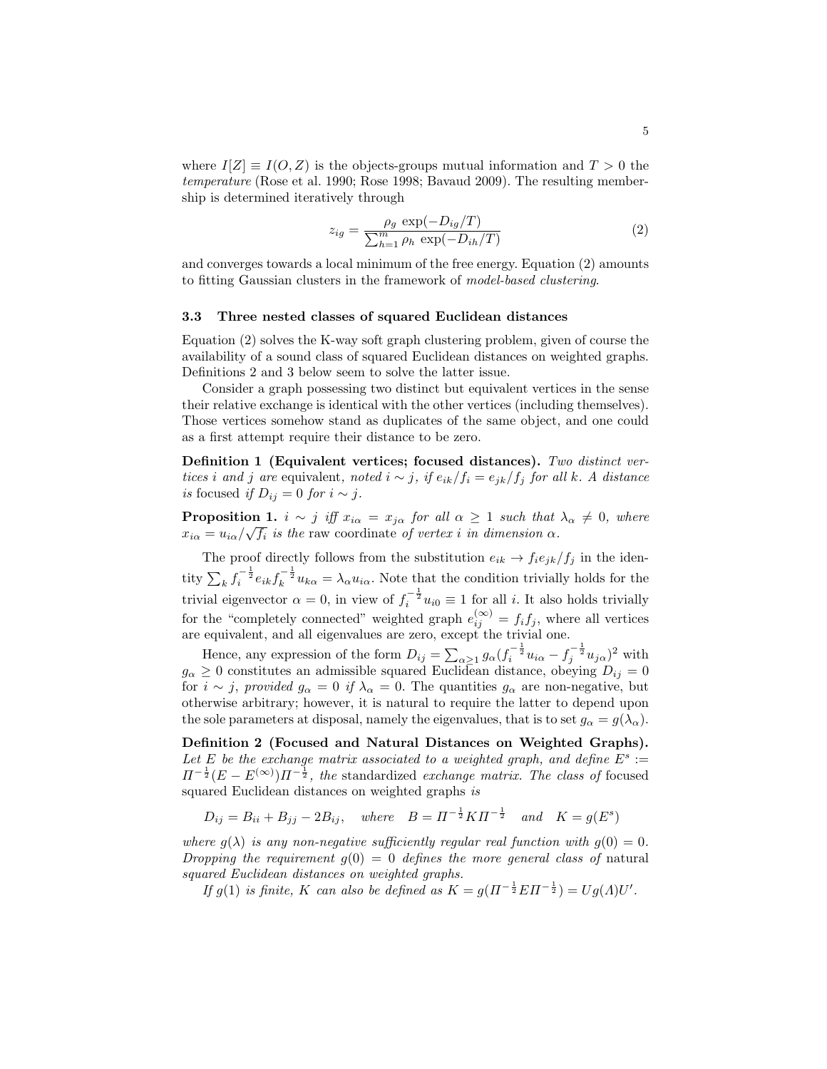where $I[Z] \equiv I(O, Z)$ is the objects-groups mutual information and $T > 0$ the *temperature* (Rose et al. 1990; Rose 1998; Bavaud 2009). The resulting membership is determined iteratively through

$$z_{ig} = \frac{\rho_g \, \exp(-D_{ig}/T)}{\sum_{h=1}^{m} \rho_h \, \exp(-D_{ih}/T)} \tag{2}$$

and converges towards a local minimum of the free energy. Equation (2) amounts to fitting Gaussian clusters in the framework of *model-based clustering*.

### 3.3 Three nested classes of squared Euclidean distances

Equation (2) solves the K-way soft graph clustering problem, given of course the availability of a sound class of squared Euclidean distances on weighted graphs. Definitions 2 and 3 below seem to solve the latter issue.

Consider a graph possessing two distinct but equivalent vertices in the sense their relative exchange is identical with the other vertices (including themselves). Those vertices somehow stand as duplicates of the same object, and one could as a first attempt require their distance to be zero.

**Definition 1 (Equivalent vertices; focused distances).** *Two distinct vertices $i$ and $j$ are* equivalent*, noted $i \sim j$, if $e_{ik}/f_i = e_{jk}/f_j$ for all $k$. A distance is* focused *if $D_{ij} = 0$ for $i \sim j$.*

**Proposition 1.** *$i \sim j$ iff $x_{i\alpha} = x_{j\alpha}$ for all $\alpha \geq 1$ such that $\lambda_\alpha \neq 0$, where $x_{i\alpha} = u_{i\alpha}/\sqrt{f_i}$ is the* raw coordinate *of vertex $i$ in dimension $\alpha$.*

The proof directly follows from the substitution $e_{ik} \to f_i e_{jk}/f_j$ in the identity $\sum_k f_i^{-\frac{1}{2}} e_{ik} f_k^{-\frac{1}{2}} u_{k\alpha} = \lambda_\alpha u_{i\alpha}$. Note that the condition trivially holds for the trivial eigenvector $\alpha = 0$, in view of $f_i^{-\frac{1}{2}} u_{i0} \equiv 1$ for all $i$. It also holds trivially for the "completely connected" weighted graph $e_{ij}^{(\infty)} = f_i f_j$, where all vertices are equivalent, and all eigenvalues are zero, except the trivial one.

Hence, any expression of the form $D_{ij} = \sum_{\alpha \geq 1} g_\alpha (f_i^{-\frac{1}{2}} u_{i\alpha} - f_j^{-\frac{1}{2}} u_{j\alpha})^2$ with $g_\alpha \geq 0$ constitutes an admissible squared Euclidean distance, obeying $D_{ij} = 0$ for $i \sim j$, *provided* $g_\alpha = 0$ *if* $\lambda_\alpha = 0$. The quantities $g_\alpha$ are non-negative, but otherwise arbitrary; however, it is natural to require the latter to depend upon the sole parameters at disposal, namely the eigenvalues, that is to set $g_\alpha = g(\lambda_\alpha)$.

**Definition 2 (Focused and Natural Distances on Weighted Graphs).** *Let $E$ be the exchange matrix associated to a weighted graph, and define $E^s := \Pi^{-\frac{1}{2}}(E - E^{(\infty)})\Pi^{-\frac{1}{2}}$, the* standardized *exchange matrix. The class of* focused *squared Euclidean distances on weighted graphs is*

$$D_{ij} = B_{ii} + B_{jj} - 2B_{ij}, \quad \text{where} \quad B = \Pi^{-\frac{1}{2}} K \Pi^{-\frac{1}{2}} \quad \text{and} \quad K = g(E^s)$$

*where $g(\lambda)$ is any non-negative sufficiently regular real function with $g(0) = 0$. Dropping the requirement $g(0) = 0$ defines the more general class of* natural *squared Euclidean distances on weighted graphs.*

*If $g(1)$ is finite, $K$ can also be defined as $K = g(\Pi^{-\frac{1}{2}} E \Pi^{-\frac{1}{2}}) = U g(\Lambda) U'$.*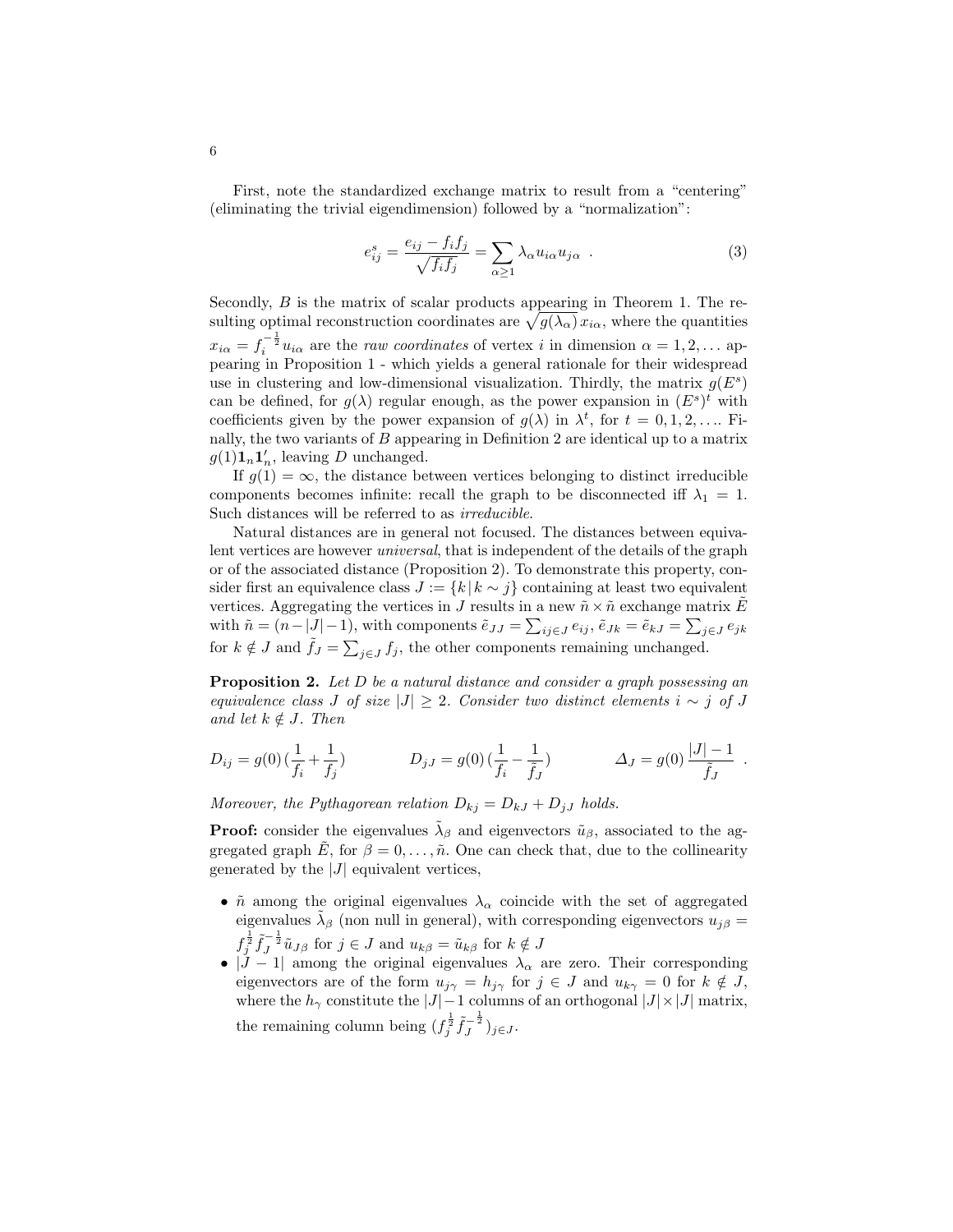First, note the standardized exchange matrix to result from a "centering" (eliminating the trivial eigendimension) followed by a "normalization":

$$e_{ij}^s = \frac{e_{ij} - f_i f_j}{\sqrt{f_i f_j}} = \sum_{\alpha \geq 1} \lambda_\alpha u_{i\alpha} u_{j\alpha} \ . \tag{3}$$

Secondly, $B$ is the matrix of scalar products appearing in Theorem 1. The resulting optimal reconstruction coordinates are $\sqrt{g(\lambda_\alpha)}\, x_{i\alpha}$, where the quantities $x_{i\alpha} = f_i^{-\frac{1}{2}} u_{i\alpha}$ are the *raw coordinates* of vertex $i$ in dimension $\alpha = 1, 2, \ldots$ appearing in Proposition 1 - which yields a general rationale for their widespread use in clustering and low-dimensional visualization. Thirdly, the matrix $g(E^s)$ can be defined, for $g(\lambda)$ regular enough, as the power expansion in $(E^s)^t$ with coefficients given by the power expansion of $g(\lambda)$ in $\lambda^t$, for $t = 0, 1, 2, \ldots$. Finally, the two variants of $B$ appearing in Definition 2 are identical up to a matrix $g(1)\mathbf{1}_n\mathbf{1}_n'$, leaving $D$ unchanged.

If $g(1) = \infty$, the distance between vertices belonging to distinct irreducible components becomes infinite: recall the graph to be disconnected iff $\lambda_1 = 1$. Such distances will be referred to as *irreducible*.

Natural distances are in general not focused. The distances between equivalent vertices are however *universal*, that is independent of the details of the graph or of the associated distance (Proposition 2). To demonstrate this property, consider first an equivalence class $J := \{k \,|\, k \sim j\}$ containing at least two equivalent vertices. Aggregating the vertices in $J$ results in a new $\tilde{n} \times \tilde{n}$ exchange matrix $\tilde{E}$ with $\tilde{n} = (n - |J| - 1)$, with components $\tilde{e}_{JJ} = \sum_{ij \in J} e_{ij}$, $\tilde{e}_{Jk} = \tilde{e}_{kJ} = \sum_{j \in J} e_{jk}$ for $k \notin J$ and $\tilde{f}_J = \sum_{j \in J} f_j$, the other components remaining unchanged.

**Proposition 2.** *Let $D$ be a natural distance and consider a graph possessing an equivalence class $J$ of size $|J| \geq 2$. Consider two distinct elements $i \sim j$ of $J$ and let $k \notin J$. Then*

$$D_{ij} = g(0)\,(\frac{1}{f_i} + \frac{1}{f_j}) \qquad\qquad D_{jJ} = g(0)\,(\frac{1}{f_i} - \frac{1}{\tilde{f}_J}) \qquad\qquad \Delta_J = g(0)\,\frac{|J| - 1}{\tilde{f}_J} \ .$$

*Moreover, the Pythagorean relation $D_{kj} = D_{kJ} + D_{jJ}$ holds.*

**Proof:** consider the eigenvalues $\tilde{\lambda}_\beta$ and eigenvectors $\tilde{u}_\beta$, associated to the aggregated graph $\tilde{E}$, for $\beta = 0, \ldots, \tilde{n}$. One can check that, due to the collinearity generated by the $|J|$ equivalent vertices,

- $\tilde{n}$ among the original eigenvalues $\lambda_\alpha$ coincide with the set of aggregated eigenvalues $\tilde{\lambda}_\beta$ (non null in general), with corresponding eigenvectors $u_{j\beta} = f_j^{\frac{1}{2}} \tilde{f}_J^{-\frac{1}{2}} \tilde{u}_{J\beta}$ for $j \in J$ and $u_{k\beta} = \tilde{u}_{k\beta}$ for $k \notin J$
- $|J - 1|$ among the original eigenvalues $\lambda_\alpha$ are zero. Their corresponding eigenvectors are of the form $u_{j\gamma} = h_{j\gamma}$ for $j \in J$ and $u_{k\gamma} = 0$ for $k \notin J$, where the $h_\gamma$ constitute the $|J| - 1$ columns of an orthogonal $|J| \times |J|$ matrix, the remaining column being $(f_j^{\frac{1}{2}} \tilde{f}_J^{-\frac{1}{2}})_{j \in J}$.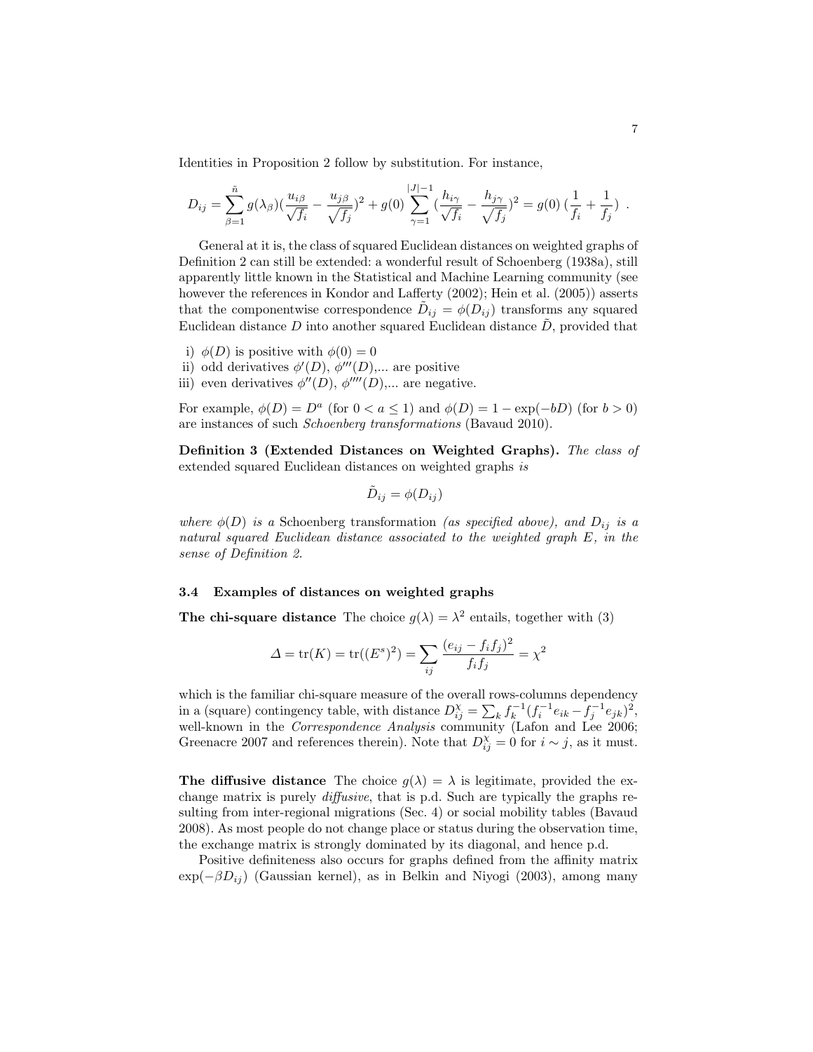Identities in Proposition 2 follow by substitution. For instance,

$$D_{ij} = \sum_{\beta=1}^{\tilde{n}} g(\lambda_\beta)(\frac{u_{i\beta}}{\sqrt{f_i}} - \frac{u_{j\beta}}{\sqrt{f_j}})^2 + g(0) \sum_{\gamma=1}^{|J|-1} (\frac{h_{i\gamma}}{\sqrt{f_i}} - \frac{h_{j\gamma}}{\sqrt{f_j}})^2 = g(0)\,(\frac{1}{f_i} + \frac{1}{f_j}) \ .$$

General at it is, the class of squared Euclidean distances on weighted graphs of Definition 2 can still be extended: a wonderful result of Schoenberg (1938a), still apparently little known in the Statistical and Machine Learning community (see however the references in Kondor and Lafferty (2002); Hein et al. (2005)) asserts that the componentwise correspondence $\tilde{D}_{ij} = \phi(D_{ij})$ transforms any squared Euclidean distance $D$ into another squared Euclidean distance $\tilde{D}$, provided that

i) $\phi(D)$ is positive with $\phi(0) = 0$
ii) odd derivatives $\phi'(D)$, $\phi'''(D)$,... are positive
iii) even derivatives $\phi''(D)$, $\phi''''(D)$,... are negative.

For example, $\phi(D) = D^a$ (for $0 < a \leq 1$) and $\phi(D) = 1 - \exp(-bD)$ (for $b > 0$) are instances of such *Schoenberg transformations* (Bavaud 2010).

**Definition 3 (Extended Distances on Weighted Graphs).** *The class of* extended squared Euclidean distances on weighted graphs *is*

$$\tilde{D}_{ij} = \phi(D_{ij})$$

*where $\phi(D)$ is a* Schoenberg transformation *(as specified above), and $D_{ij}$ is a natural squared Euclidean distance associated to the weighted graph $E$, in the sense of Definition 2.*

### 3.4 Examples of distances on weighted graphs

**The chi-square distance** The choice $g(\lambda) = \lambda^2$ entails, together with (3)

$$\Delta = \mathrm{tr}(K) = \mathrm{tr}((E^s)^2) = \sum_{ij} \frac{(e_{ij} - f_i f_j)^2}{f_i f_j} = \chi^2$$

which is the familiar chi-square measure of the overall rows-columns dependency in a (square) contingency table, with distance $D^{\chi}_{ij} = \sum_k f_k^{-1}(f_i^{-1}e_{ik} - f_j^{-1}e_{jk})^2$, well-known in the *Correspondence Analysis* community (Lafon and Lee 2006; Greenacre 2007 and references therein). Note that $D^{\chi}_{ij} = 0$ for $i \sim j$, as it must.

**The diffusive distance** The choice $g(\lambda) = \lambda$ is legitimate, provided the exchange matrix is purely *diffusive*, that is p.d. Such are typically the graphs resulting from inter-regional migrations (Sec. 4) or social mobility tables (Bavaud 2008). As most people do not change place or status during the observation time, the exchange matrix is strongly dominated by its diagonal, and hence p.d.

Positive definiteness also occurs for graphs defined from the affinity matrix $\exp(-\beta D_{ij})$ (Gaussian kernel), as in Belkin and Niyogi (2003), among many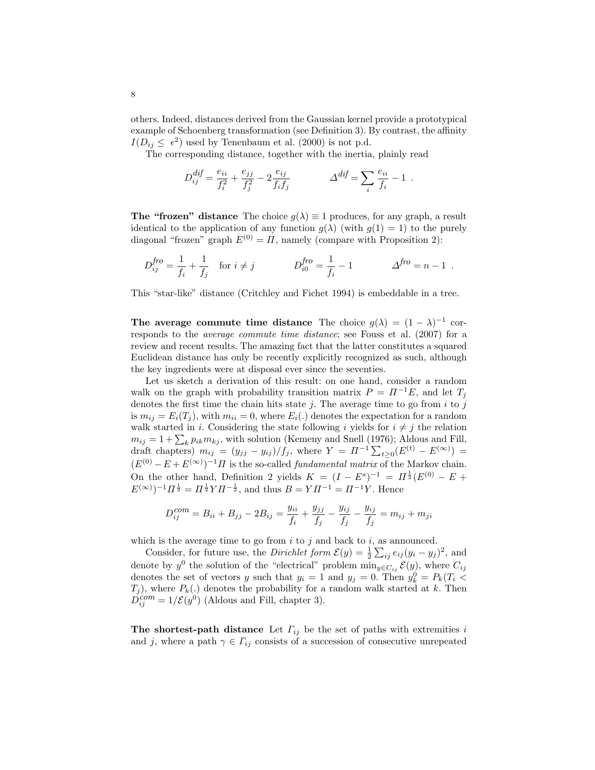others. Indeed, distances derived from the Gaussian kernel provide a prototypical example of Schoenberg transformation (see Definition 3). By contrast, the affinity $I(D_{ij} \leq \epsilon^2)$ used by Tenenbaum et al. (2000) is not p.d.

The corresponding distance, together with the inertia, plainly read

$$D^{dif}_{ij} = \frac{e_{ii}}{f_i^2} + \frac{e_{jj}}{f_j^2} - 2\frac{e_{ij}}{f_i f_j} \qquad\qquad \Delta^{dif} = \sum_i \frac{e_{ii}}{f_i} - 1 \enspace .$$

**The "frozen" distance** The choice $g(\lambda) \equiv 1$ produces, for any graph, a result identical to the application of any function $g(\lambda)$ (with $g(1) = 1$) to the purely diagonal "frozen" graph $E^{(0)} = \Pi$, namely (compare with Proposition 2):

$$D^{fro}_{ij} = \frac{1}{f_i} + \frac{1}{f_j} \quad \text{for } i \neq j \qquad\qquad D^{fro}_{i0} = \frac{1}{f_i} - 1 \qquad\qquad \Delta^{fro} = n - 1 \enspace .$$

This "star-like" distance (Critchley and Fichet 1994) is embeddable in a tree.

**The average commute time distance** The choice $g(\lambda) = (1-\lambda)^{-1}$ corresponds to the *average commute time distance*; see Fouss et al. (2007) for a review and recent results. The amazing fact that the latter constitutes a squared Euclidean distance has only be recently explicitly recognized as such, although the key ingredients were at disposal ever since the seventies.

Let us sketch a derivation of this result: on one hand, consider a random walk on the graph with probability transition matrix $P = \Pi^{-1}E$, and let $T_j$ denotes the first time the chain hits state $j$. The average time to go from $i$ to $j$ is $m_{ij} = E_i(T_j)$, with $m_{ii} = 0$, where $E_i(.)$ denotes the expectation for a random walk started in $i$. Considering the state following $i$ yields for $i \neq j$ the relation $m_{ij} = 1 + \sum_k p_{ik} m_{kj}$, with solution (Kemeny and Snell (1976); Aldous and Fill, draft chapters) $m_{ij} = (y_{jj} - y_{ij})/f_j$, where $Y = \Pi^{-1}\sum_{t\geq 0}(E^{(t)} - E^{(\infty)}) = (E^{(0)} - E + E^{(\infty)})^{-1}\Pi$ is the so-called *fundamental matrix* of the Markov chain. On the other hand, Definition 2 yields $K = (I - E^s)^{-1} = \Pi^{\frac{1}{2}}(E^{(0)} - E + E^{(\infty)})^{-1}\Pi^{\frac{1}{2}} = \Pi^{\frac{1}{2}} Y \Pi^{-\frac{1}{2}}$, and thus $B = Y\Pi^{-1} = \Pi^{-1}Y$. Hence

$$D^{com}_{ij} = B_{ii} + B_{jj} - 2B_{ij} = \frac{y_{ii}}{f_i} + \frac{y_{jj}}{f_j} - \frac{y_{ij}}{f_j} - \frac{y_{ij}}{f_j} = m_{ij} + m_{ji}$$

which is the average time to go from $i$ to $j$ and back to $i$, as announced.

Consider, for future use, the *Dirichlet form* $\mathcal{E}(y) = \frac{1}{2}\sum_{ij} e_{ij}(y_i - y_j)^2$, and denote by $y^0$ the solution of the "electrical" problem $\min_{y \in C_{ij}} \mathcal{E}(y)$, where $C_{ij}$ denotes the set of vectors $y$ such that $y_i = 1$ and $y_j = 0$. Then $y^0_k = P_k(T_i < T_j)$, where $P_k(.)$ denotes the probability for a random walk started at $k$. Then $D^{com}_{ij} = 1/\mathcal{E}(y^0)$ (Aldous and Fill, chapter 3).

**The shortest-path distance** Let $\Gamma_{ij}$ be the set of paths with extremities $i$ and $j$, where a path $\gamma \in \Gamma_{ij}$ consists of a succession of consecutive unrepeated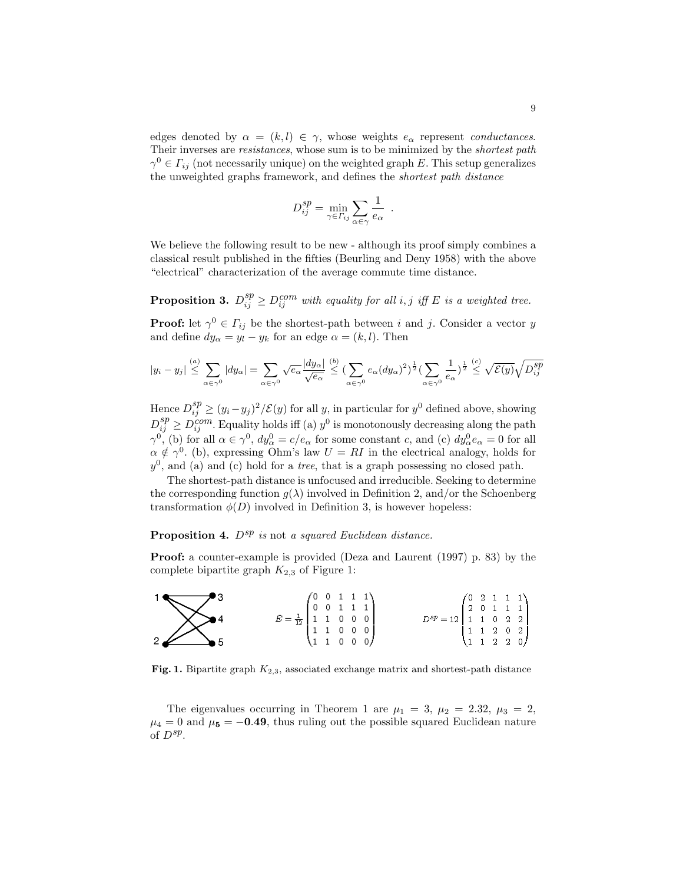edges denoted by $\alpha = (k,l) \in \gamma$, whose weights $e_\alpha$ represent *conductances*. Their inverses are *resistances*, whose sum is to be minimized by the *shortest path* $\gamma^0 \in \Gamma_{ij}$ (not necessarily unique) on the weighted graph $E$. This setup generalizes the unweighted graphs framework, and defines the *shortest path distance*

$$D^{sp}_{ij} = \min_{\gamma \in \Gamma_{ij}} \sum_{\alpha \in \gamma} \frac{1}{e_\alpha} \quad .$$

We believe the following result to be new - although its proof simply combines a classical result published in the fifties (Beurling and Deny 1958) with the above "electrical" characterization of the average commute time distance.

**Proposition 3.** *$D^{sp}_{ij} \geq D^{com}_{ij}$ with equality for all $i,j$ iff $E$ is a weighted tree.*

**Proof:** let $\gamma^0 \in \Gamma_{ij}$ be the shortest-path between $i$ and $j$. Consider a vector $y$ and define $dy_\alpha = y_l - y_k$ for an edge $\alpha = (k,l)$. Then

$$|y_i - y_j| \overset{(a)}{\leq} \sum_{\alpha \in \gamma^0} |dy_\alpha| = \sum_{\alpha \in \gamma^0} \sqrt{e_\alpha} \frac{|dy_\alpha|}{\sqrt{e_\alpha}} \overset{(b)}{\leq} (\sum_{\alpha \in \gamma^0} e_\alpha (dy_\alpha)^2)^{\frac{1}{2}} (\sum_{\alpha \in \gamma^0} \frac{1}{e_\alpha})^{\frac{1}{2}} \overset{(c)}{\leq} \sqrt{\mathcal{E}(y)} \sqrt{D^{sp}_{ij}}$$

Hence $D^{sp}_{ij} \geq (y_i - y_j)^2 / \mathcal{E}(y)$ for all $y$, in particular for $y^0$ defined above, showing $D^{sp}_{ij} \geq D^{com}_{ij}$. Equality holds iff (a) $y^0$ is monotonously decreasing along the path $\gamma^0$, (b) for all $\alpha \in \gamma^0$, $dy^0_\alpha = c/e_\alpha$ for some constant $c$, and (c) $dy^0_\alpha e_\alpha = 0$ for all $\alpha \notin \gamma^0$. (b), expressing Ohm's law $U = RI$ in the electrical analogy, holds for $y^0$, and (a) and (c) hold for a *tree*, that is a graph possessing no closed path.

The shortest-path distance is unfocused and irreducible. Seeking to determine the corresponding function $g(\lambda)$ involved in Definition 2, and/or the Schoenberg transformation $\phi(D)$ involved in Definition 3, is however hopeless:

**Proposition 4.** *$D^{sp}$ is* not *a squared Euclidean distance.*

**Proof:** a counter-example is provided (Deza and Laurent (1997) p. 83) by the complete bipartite graph $K_{2,3}$ of Figure 1:

$$E = \frac{1}{12} \begin{pmatrix} 0 & 0 & 1 & 1 & 1 \\ 0 & 0 & 1 & 1 & 1 \\ 1 & 1 & 0 & 0 & 0 \\ 1 & 1 & 0 & 0 & 0 \\ 1 & 1 & 0 & 0 & 0 \end{pmatrix} \qquad D^{sp} = 12 \begin{pmatrix} 0 & 2 & 1 & 1 & 1 \\ 2 & 0 & 1 & 1 & 1 \\ 1 & 1 & 0 & 2 & 2 \\ 1 & 1 & 2 & 0 & 2 \\ 1 & 1 & 2 & 2 & 0 \end{pmatrix}$$

**Fig. 1.** Bipartite graph $K_{2,3}$, associated exchange matrix and shortest-path distance

The eigenvalues occurring in Theorem 1 are $\mu_1 = 3$, $\mu_2 = 2.32$, $\mu_3 = 2$, $\mu_4 = 0$ and $\mu_{\mathbf{5}} = \mathbf{-0.49}$, thus ruling out the possible squared Euclidean nature of $D^{sp}$.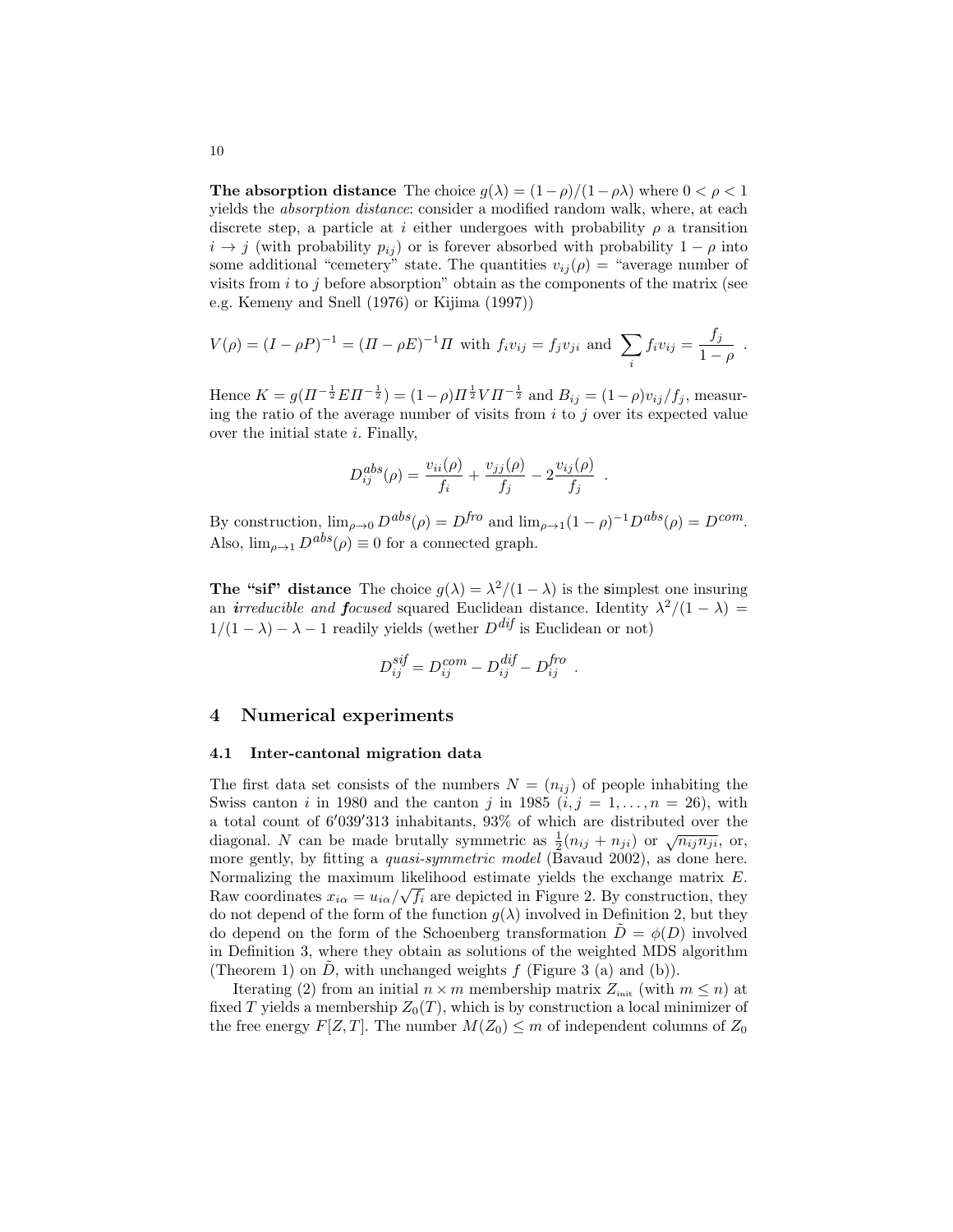**The absorption distance** The choice $g(\lambda) = (1-\rho)/(1-\rho\lambda)$ where $0 < \rho < 1$ yields the *absorption distance*: consider a modified random walk, where, at each discrete step, a particle at $i$ either undergoes with probability $\rho$ a transition $i \to j$ (with probability $p_{ij}$) or is forever absorbed with probability $1-\rho$ into some additional "cemetery" state. The quantities $v_{ij}(\rho)$ = "average number of visits from $i$ to $j$ before absorption" obtain as the components of the matrix (see e.g. Kemeny and Snell (1976) or Kijima (1997))

$$V(\rho) = (I - \rho P)^{-1} = (\Pi - \rho E)^{-1}\Pi \text{ with } f_i v_{ij} = f_j v_{ji} \text{ and } \sum_i f_i v_{ij} = \frac{f_j}{1-\rho} \ .$$

Hence $K = g(\Pi^{-\frac{1}{2}} E \Pi^{-\frac{1}{2}}) = (1-\rho)\Pi^{\frac{1}{2}} V \Pi^{-\frac{1}{2}}$ and $B_{ij} = (1-\rho)v_{ij}/f_j$, measuring the ratio of the average number of visits from $i$ to $j$ over its expected value over the initial state $i$. Finally,

$$D^{abs}_{ij}(\rho) = \frac{v_{ii}(\rho)}{f_i} + \frac{v_{jj}(\rho)}{f_j} - 2\frac{v_{ij}(\rho)}{f_j} \ .$$

By construction, $\lim_{\rho\to 0} D^{abs}(\rho) = D^{fro}$ and $\lim_{\rho\to 1}(1-\rho)^{-1}D^{abs}(\rho) = D^{com}$. Also, $\lim_{\rho\to 1} D^{abs}(\rho) \equiv 0$ for a connected graph.

**The "sif" distance** The choice $g(\lambda) = \lambda^2/(1-\lambda)$ is the **s**implest one insuring an ***i****rreducible and* ***f****ocused* squared Euclidean distance. Identity $\lambda^2/(1-\lambda) = 1/(1-\lambda) - \lambda - 1$ readily yields (wether $D^{dif}$ is Euclidean or not)

$$D^{sif}_{ij} = D^{com}_{ij} - D^{dif}_{ij} - D^{fro}_{ij} \ .$$

## 4 Numerical experiments

### 4.1 Inter-cantonal migration data

The first data set consists of the numbers $N = (n_{ij})$ of people inhabiting the Swiss canton $i$ in 1980 and the canton $j$ in 1985 ($i, j = 1, \ldots, n = 26$), with a total count of $6'039'313$ inhabitants, 93% of which are distributed over the diagonal. $N$ can be made brutally symmetric as $\frac{1}{2}(n_{ij} + n_{ji})$ or $\sqrt{n_{ij}n_{ji}}$, or, more gently, by fitting a *quasi-symmetric model* (Bavaud 2002), as done here. Normalizing the maximum likelihood estimate yields the exchange matrix $E$. Raw coordinates $x_{i\alpha} = u_{i\alpha}/\sqrt{f_i}$ are depicted in Figure 2. By construction, they do not depend of the form of the function $g(\lambda)$ involved in Definition 2, but they do depend on the form of the Schoenberg transformation $\tilde{D} = \phi(D)$ involved in Definition 3, where they obtain as solutions of the weighted MDS algorithm (Theorem 1) on $\tilde{D}$, with unchanged weights $f$ (Figure 3 (a) and (b)).

Iterating (2) from an initial $n \times m$ membership matrix $Z_{\text{init}}$ (with $m \leq n$) at fixed $T$ yields a membership $Z_0(T)$, which is by construction a local minimizer of the free energy $F[Z, T]$. The number $M(Z_0) \leq m$ of independent columns of $Z_0$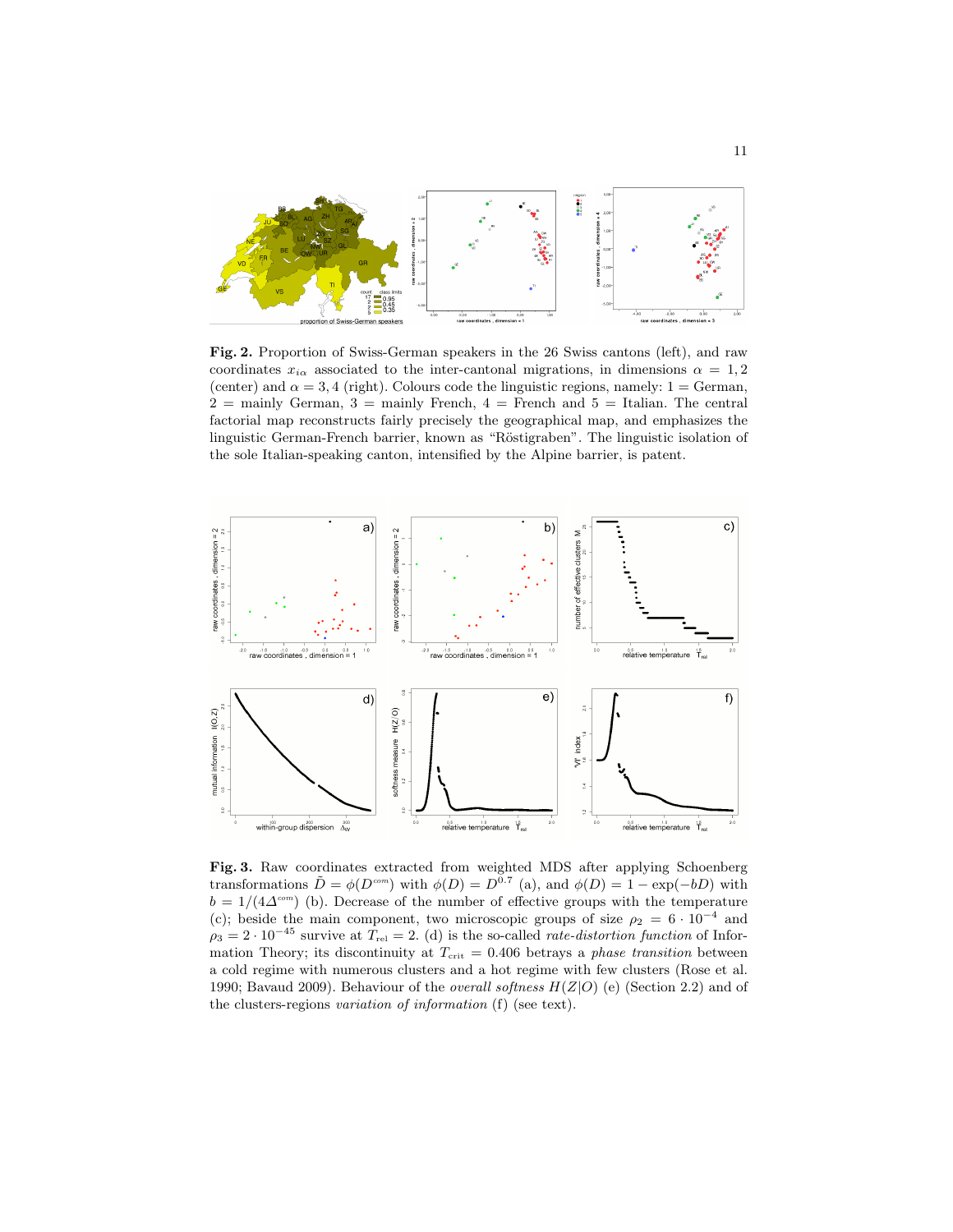**Fig. 2.** Proportion of Swiss-German speakers in the 26 Swiss cantons (left), and raw coordinates $x_{i\alpha}$ associated to the inter-cantonal migrations, in dimensions $\alpha = 1, 2$ (center) and $\alpha = 3, 4$ (right). Colours code the linguistic regions, namely: 1 = German, 2 = mainly German, 3 = mainly French, 4 = French and 5 = Italian. The central factorial map reconstructs fairly precisely the geographical map, and emphasizes the linguistic German-French barrier, known as "Röstigraben". The linguistic isolation of the sole Italian-speaking canton, intensified by the Alpine barrier, is patent.

**Fig. 3.** Raw coordinates extracted from weighted MDS after applying Schoenberg transformations $\tilde{D} = \phi(D^{com})$ with $\phi(D) = D^{0.7}$ (a), and $\phi(D) = 1 - \exp(-bD)$ with $b = 1/(4\Delta^{com})$ (b). Decrease of the number of effective groups with the temperature (c); beside the main component, two microscopic groups of size $\rho_2 = 6 \cdot 10^{-4}$ and $\rho_3 = 2 \cdot 10^{-45}$ survive at $T_{\mathrm{rel}} = 2$. (d) is the so-called *rate-distortion function* of Information Theory; its discontinuity at $T_{\mathrm{crit}} = 0.406$ betrays a *phase transition* between a cold regime with numerous clusters and a hot regime with few clusters (Rose et al. 1990; Bavaud 2009). Behaviour of the *overall softness* $H(Z|O)$ (e) (Section 2.2) and of the clusters-regions *variation of information* (f) (see text).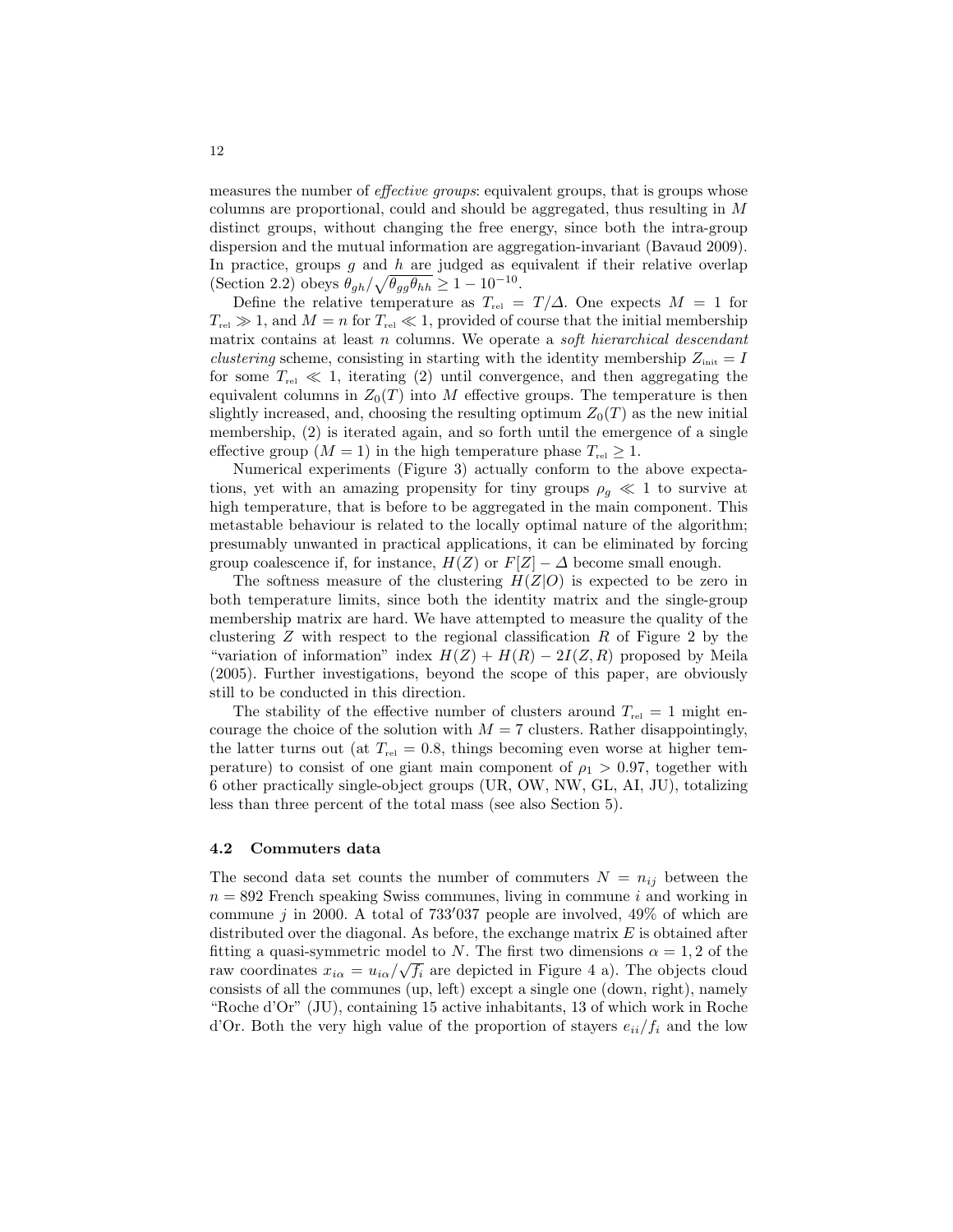measures the number of *effective groups*: equivalent groups, that is groups whose columns are proportional, could and should be aggregated, thus resulting in $M$ distinct groups, without changing the free energy, since both the intra-group dispersion and the mutual information are aggregation-invariant (Bavaud 2009). In practice, groups $g$ and $h$ are judged as equivalent if their relative overlap (Section 2.2) obeys $\theta_{gh}/\sqrt{\theta_{gg}\theta_{hh}} \geq 1 - 10^{-10}$.

Define the relative temperature as $T_{\text{rel}} = T/\Delta$. One expects $M = 1$ for $T_{\text{rel}} \gg 1$, and $M = n$ for $T_{\text{rel}} \ll 1$, provided of course that the initial membership matrix contains at least $n$ columns. We operate a *soft hierarchical descendant clustering* scheme, consisting in starting with the identity membership $Z_{\text{init}} = I$ for some $T_{\text{rel}} \ll 1$, iterating (2) until convergence, and then aggregating the equivalent columns in $Z_0(T)$ into $M$ effective groups. The temperature is then slightly increased, and, choosing the resulting optimum $Z_0(T)$ as the new initial membership, (2) is iterated again, and so forth until the emergence of a single effective group ($M = 1$) in the high temperature phase $T_{\text{rel}} \geq 1$.

Numerical experiments (Figure 3) actually conform to the above expectations, yet with an amazing propensity for tiny groups $\rho_g \ll 1$ to survive at high temperature, that is before to be aggregated in the main component. This metastable behaviour is related to the locally optimal nature of the algorithm; presumably unwanted in practical applications, it can be eliminated by forcing group coalescence if, for instance, $H(Z)$ or $F[Z] - \Delta$ become small enough.

The softness measure of the clustering $H(Z|O)$ is expected to be zero in both temperature limits, since both the identity matrix and the single-group membership matrix are hard. We have attempted to measure the quality of the clustering $Z$ with respect to the regional classification $R$ of Figure 2 by the "variation of information" index $H(Z) + H(R) - 2I(Z, R)$ proposed by Meila (2005). Further investigations, beyond the scope of this paper, are obviously still to be conducted in this direction.

The stability of the effective number of clusters around $T_{\text{rel}} = 1$ might encourage the choice of the solution with $M = 7$ clusters. Rather disappointingly, the latter turns out (at $T_{\text{rel}} = 0.8$, things becoming even worse at higher temperature) to consist of one giant main component of $\rho_1 > 0.97$, together with 6 other practically single-object groups (UR, OW, NW, GL, AI, JU), totalizing less than three percent of the total mass (see also Section 5).

### 4.2 Commuters data

The second data set counts the number of commuters $N = n_{ij}$ between the $n = 892$ French speaking Swiss communes, living in commune $i$ and working in commune $j$ in 2000. A total of $733'037$ people are involved, 49% of which are distributed over the diagonal. As before, the exchange matrix $E$ is obtained after fitting a quasi-symmetric model to $N$. The first two dimensions $\alpha = 1, 2$ of the raw coordinates $x_{i\alpha} = u_{i\alpha}/\sqrt{f_i}$ are depicted in Figure 4 a). The objects cloud consists of all the communes (up, left) except a single one (down, right), namely "Roche d'Or" (JU), containing 15 active inhabitants, 13 of which work in Roche d'Or. Both the very high value of the proportion of stayers $e_{ii}/f_i$ and the low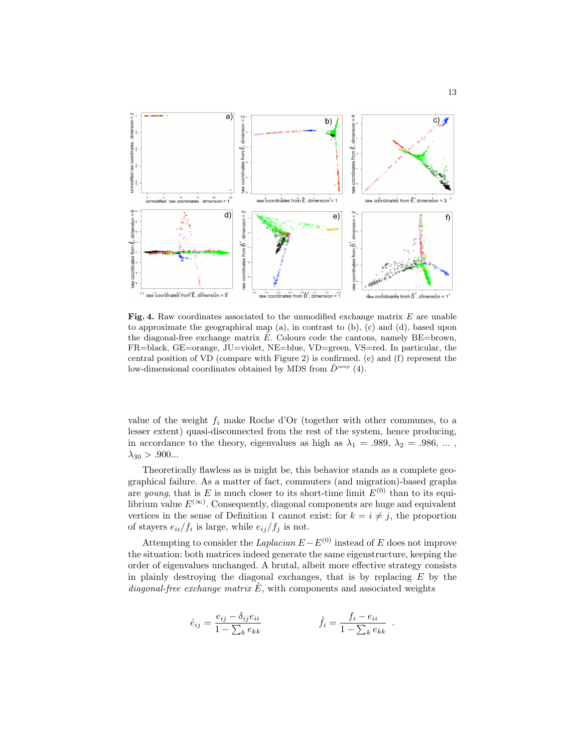**Fig. 4.** Raw coordinates associated to the unmodified exchange matrix $E$ are unable to approximate the geographical map (a), in contrast to (b), (c) and (d), based upon the diagonal-free exchange matrix $\hat{E}$. Colours code the cantons, namely BE=brown, FR=black, GE=orange, JU=violet, NE=blue, VD=green, VS=red. In particular, the central position of VD (compare with Figure 2) is confirmed. (e) and (f) represent the low-dimensional coordinates obtained by MDS from $\hat{D}^{jump}$ (4).

value of the weight $f_i$ make Roche d'Or (together with other communes, to a lesser extent) quasi-disconnected from the rest of the system, hence producing, in accordance to the theory, eigenvalues as high as $\lambda_1 = .989$, $\lambda_2 = .986$, ... , $\lambda_{30} > .900$...

Theoretically flawless as is might be, this behavior stands as a complete geographical failure. As a matter of fact, commuters (and migration)-based graphs are *young*, that is $E$ is much closer to its short-time limit $E^{(0)}$ than to its equilibrium value $E^{(\infty)}$. Consequently, diagonal components are huge and equivalent vertices in the sense of Definition 1 cannot exist: for $k = i \neq j$, the proportion of stayers $e_{ii}/f_i$ is large, while $e_{ij}/f_j$ is not.

Attempting to consider the *Laplacian* $E - E^{(0)}$ instead of $E$ does not improve the situation: both matrices indeed generate the same eigenstructure, keeping the order of eigenvalues unchanged. A brutal, albeit more effective strategy consists in plainly destroying the diagonal exchanges, that is by replacing $E$ by the *diagonal-free exchange matrix* $\hat{E}$, with components and associated weights

$$\hat{e}_{ij} = \frac{e_{ij} - \delta_{ij} e_{ii}}{1 - \sum_k e_{kk}} \qquad\qquad \hat{f}_i = \frac{f_i - e_{ii}}{1 - \sum_k e_{kk}} \ .$$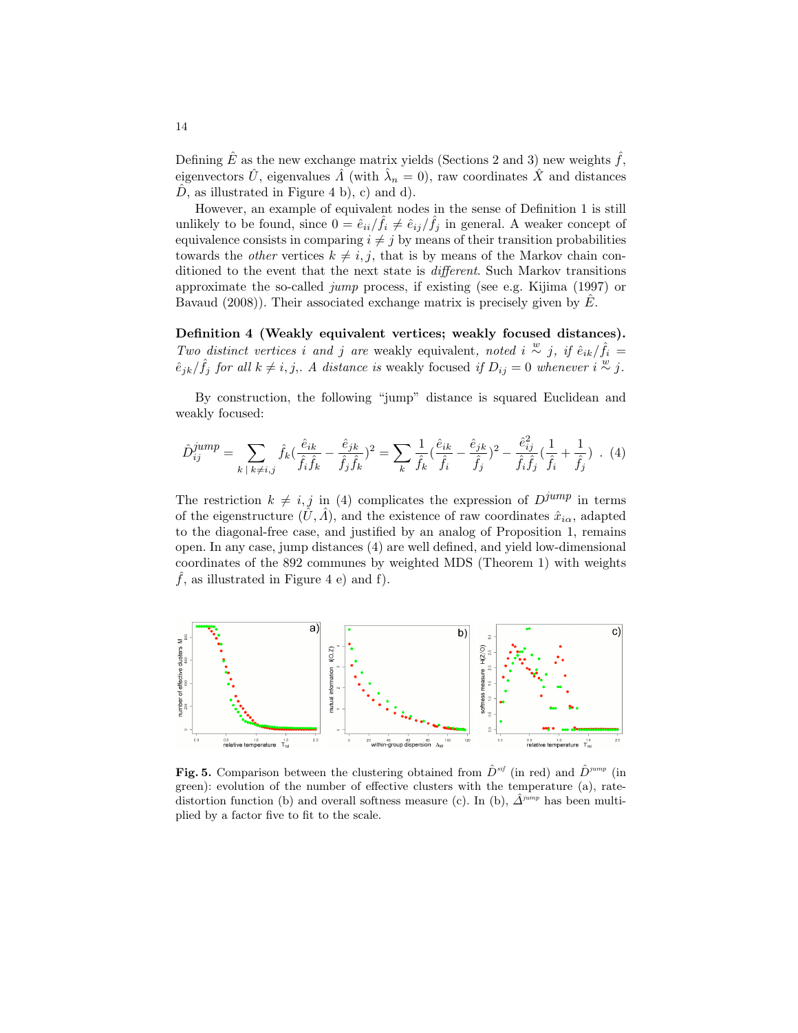Defining $\hat{E}$ as the new exchange matrix yields (Sections 2 and 3) new weights $\hat{f}$, eigenvectors $\hat{U}$, eigenvalues $\hat{\Lambda}$ (with $\hat{\lambda}_n = 0$), raw coordinates $\hat{X}$ and distances $\hat{D}$, as illustrated in Figure 4 b), c) and d).

However, an example of equivalent nodes in the sense of Definition 1 is still unlikely to be found, since $0 = \hat{e}_{ii}/\hat{f}_i \neq \hat{e}_{ij}/\hat{f}_j$ in general. A weaker concept of equivalence consists in comparing $i \neq j$ by means of their transition probabilities towards the *other* vertices $k \neq i, j$, that is by means of the Markov chain conditioned to the event that the next state is *different*. Such Markov transitions approximate the so-called *jump* process, if existing (see e.g. Kijima (1997) or Bavaud (2008)). Their associated exchange matrix is precisely given by $\hat{E}$.

**Definition 4 (Weakly equivalent vertices; weakly focused distances).** *Two distinct vertices $i$ and $j$ are* weakly equivalent, *noted $i \overset{w}{\sim} j$, if $\hat{e}_{ik}/\hat{f}_i = \hat{e}_{jk}/\hat{f}_j$ for all $k \neq i, j$,. A distance is* weakly focused *if $D_{ij} = 0$ whenever $i \overset{w}{\sim} j$.*

By construction, the following "jump" distance is squared Euclidean and weakly focused:

$$\hat{D}^{jump}_{ij} = \sum_{k \mid k \neq i,j} \hat{f}_k \left(\frac{\hat{e}_{ik}}{\hat{f}_i \hat{f}_k} - \frac{\hat{e}_{jk}}{\hat{f}_j \hat{f}_k}\right)^2 = \sum_k \frac{1}{\hat{f}_k}\left(\frac{\hat{e}_{ik}}{\hat{f}_i} - \frac{\hat{e}_{jk}}{\hat{f}_j}\right)^2 - \frac{\hat{e}^2_{ij}}{\hat{f}_i \hat{f}_j}\left(\frac{1}{\hat{f}_i} + \frac{1}{\hat{f}_j}\right) \ . \quad (4)$$

The restriction $k \neq i, j$ in (4) complicates the expression of $D^{jump}$ in terms of the eigenstructure $(\hat{U}, \hat{\Lambda})$, and the existence of raw coordinates $\hat{x}_{i\alpha}$, adapted to the diagonal-free case, and justified by an analog of Proposition 1, remains open. In any case, jump distances (4) are well defined, and yield low-dimensional coordinates of the 892 communes by weighted MDS (Theorem 1) with weights $\hat{f}$, as illustrated in Figure 4 e) and f).

**Fig. 5.** Comparison between the clustering obtained from $\hat{D}^{sif}$ (in red) and $\hat{D}^{jump}$ (in green): evolution of the number of effective clusters with the temperature (a), rate-distortion function (b) and overall softness measure (c). In (b), $\hat{\Delta}^{jump}$ has been multiplied by a factor five to fit to the scale.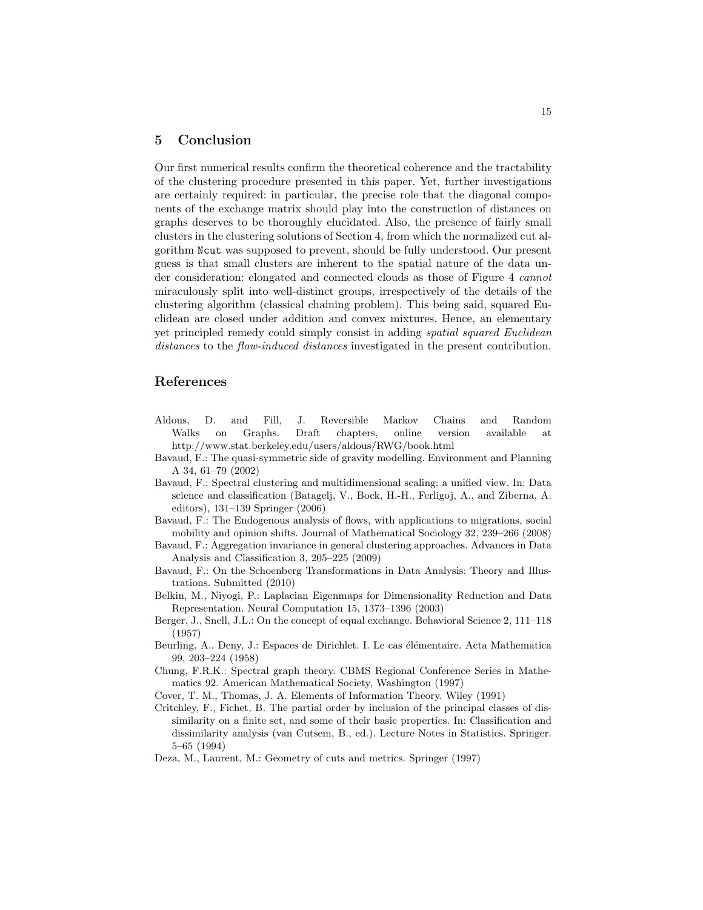## 5 Conclusion

Our first numerical results confirm the theoretical coherence and the tractability of the clustering procedure presented in this paper. Yet, further investigations are certainly required: in particular, the precise role that the diagonal components of the exchange matrix should play into the construction of distances on graphs deserves to be thoroughly elucidated. Also, the presence of fairly small clusters in the clustering solutions of Section 4, from which the normalized cut algorithm `Ncut` was supposed to prevent, should be fully understood. Our present guess is that small clusters are inherent to the spatial nature of the data under consideration: elongated and connected clouds as those of Figure 4 *cannot* miraculously split into well-distinct groups, irrespectively of the details of the clustering algorithm (classical chaining problem). This being said, squared Euclidean are closed under addition and convex mixtures. Hence, an elementary yet principled remedy could simply consist in adding *spatial squared Euclidean distances* to the *flow-induced distances* investigated in the present contribution.

## References

Aldous, D. and Fill, J. Reversible Markov Chains and Random Walks on Graphs. Draft chapters, online version available at http://www.stat.berkeley.edu/users/aldous/RWG/book.html

Bavaud, F.: The quasi-symmetric side of gravity modelling. Environment and Planning A 34, 61–79 (2002)

Bavaud, F.: Spectral clustering and multidimensional scaling: a unified view. In: Data science and classification (Batagelj, V., Bock, H.-H., Ferligoj, A., and Ziberna, A. editors), 131–139 Springer (2006)

Bavaud, F.: The Endogenous analysis of flows, with applications to migrations, social mobility and opinion shifts. Journal of Mathematical Sociology 32, 239–266 (2008)

Bavaud, F.: Aggregation invariance in general clustering approaches. Advances in Data Analysis and Classification 3, 205–225 (2009)

Bavaud, F.: On the Schoenberg Transformations in Data Analysis: Theory and Illustrations. Submitted (2010)

Belkin, M., Niyogi, P.: Laplacian Eigenmaps for Dimensionality Reduction and Data Representation. Neural Computation 15, 1373–1396 (2003)

Berger, J., Snell, J.L.: On the concept of equal exchange. Behavioral Science 2, 111–118 (1957)

Beurling, A., Deny, J.: Espaces de Dirichlet. I. Le cas élémentaire. Acta Mathematica 99, 203–224 (1958)

Chung, F.R.K.: Spectral graph theory. CBMS Regional Conference Series in Mathematics 92. American Mathematical Society, Washington (1997)

Cover, T. M., Thomas, J. A. Elements of Information Theory. Wiley (1991)

Critchley, F., Fichet, B. The partial order by inclusion of the principal classes of dissimilarity on a finite set, and some of their basic properties. In: Classification and dissimilarity analysis (van Cutsem, B., ed.). Lecture Notes in Statistics. Springer. 5–65 (1994)

Deza, M., Laurent, M.: Geometry of cuts and metrics. Springer (1997)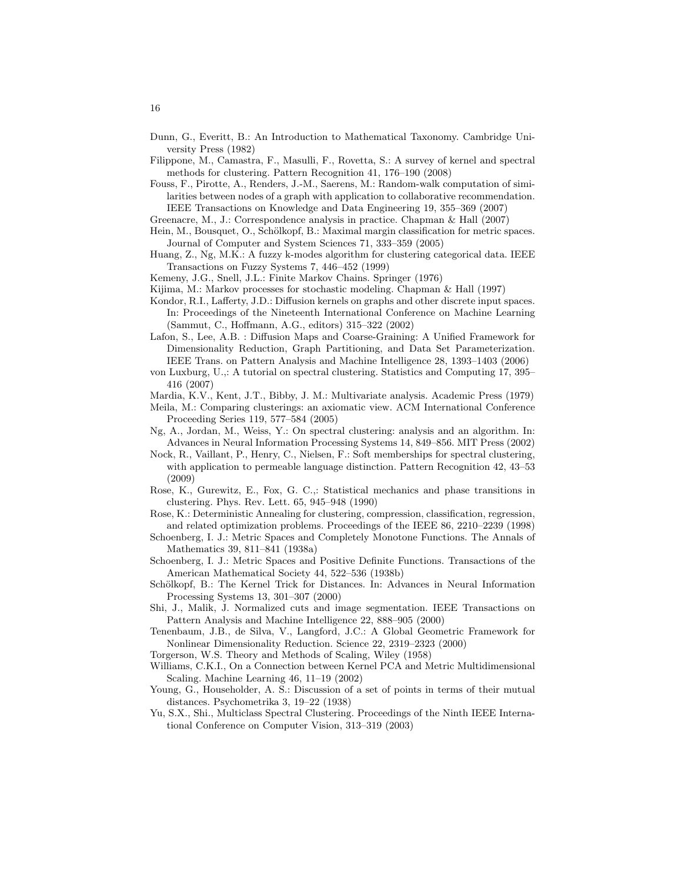Dunn, G., Everitt, B.: An Introduction to Mathematical Taxonomy. Cambridge University Press (1982)

Filippone, M., Camastra, F., Masulli, F., Rovetta, S.: A survey of kernel and spectral methods for clustering. Pattern Recognition 41, 176–190 (2008)

Fouss, F., Pirotte, A., Renders, J.-M., Saerens, M.: Random-walk computation of similarities between nodes of a graph with application to collaborative recommendation. IEEE Transactions on Knowledge and Data Engineering 19, 355–369 (2007)

Greenacre, M., J.: Correspondence analysis in practice. Chapman & Hall (2007)

Hein, M., Bousquet, O., Schölkopf, B.: Maximal margin classification for metric spaces. Journal of Computer and System Sciences 71, 333–359 (2005)

Huang, Z., Ng, M.K.: A fuzzy k-modes algorithm for clustering categorical data. IEEE Transactions on Fuzzy Systems 7, 446–452 (1999)

Kemeny, J.G., Snell, J.L.: Finite Markov Chains. Springer (1976)

Kijima, M.: Markov processes for stochastic modeling. Chapman & Hall (1997)

Kondor, R.I., Lafferty, J.D.: Diffusion kernels on graphs and other discrete input spaces. In: Proceedings of the Nineteenth International Conference on Machine Learning (Sammut, C., Hoffmann, A.G., editors) 315–322 (2002)

Lafon, S., Lee, A.B. : Diffusion Maps and Coarse-Graining: A Unified Framework for Dimensionality Reduction, Graph Partitioning, and Data Set Parameterization. IEEE Trans. on Pattern Analysis and Machine Intelligence 28, 1393–1403 (2006)

von Luxburg, U.,: A tutorial on spectral clustering. Statistics and Computing 17, 395–416 (2007)

Mardia, K.V., Kent, J.T., Bibby, J. M.: Multivariate analysis. Academic Press (1979)

Meila, M.: Comparing clusterings: an axiomatic view. ACM International Conference Proceeding Series 119, 577–584 (2005)

Ng, A., Jordan, M., Weiss, Y.: On spectral clustering: analysis and an algorithm. In: Advances in Neural Information Processing Systems 14, 849–856. MIT Press (2002)

Nock, R., Vaillant, P., Henry, C., Nielsen, F.: Soft memberships for spectral clustering, with application to permeable language distinction. Pattern Recognition 42, 43–53 (2009)

Rose, K., Gurewitz, E., Fox, G. C.,: Statistical mechanics and phase transitions in clustering. Phys. Rev. Lett. 65, 945–948 (1990)

Rose, K.: Deterministic Annealing for clustering, compression, classification, regression, and related optimization problems. Proceedings of the IEEE 86, 2210–2239 (1998)

Schoenberg, I. J.: Metric Spaces and Completely Monotone Functions. The Annals of Mathematics 39, 811–841 (1938a)

Schoenberg, I. J.: Metric Spaces and Positive Definite Functions. Transactions of the American Mathematical Society 44, 522–536 (1938b)

Schölkopf, B.: The Kernel Trick for Distances. In: Advances in Neural Information Processing Systems 13, 301–307 (2000)

Shi, J., Malik, J. Normalized cuts and image segmentation. IEEE Transactions on Pattern Analysis and Machine Intelligence 22, 888–905 (2000)

Tenenbaum, J.B., de Silva, V., Langford, J.C.: A Global Geometric Framework for Nonlinear Dimensionality Reduction. Science 22, 2319–2323 (2000)

Torgerson, W.S. Theory and Methods of Scaling, Wiley (1958)

Williams, C.K.I., On a Connection between Kernel PCA and Metric Multidimensional Scaling. Machine Learning 46, 11–19 (2002)

Young, G., Householder, A. S.: Discussion of a set of points in terms of their mutual distances. Psychometrika 3, 19–22 (1938)

Yu, S.X., Shi., Multiclass Spectral Clustering. Proceedings of the Ninth IEEE International Conference on Computer Vision, 313–319 (2003)